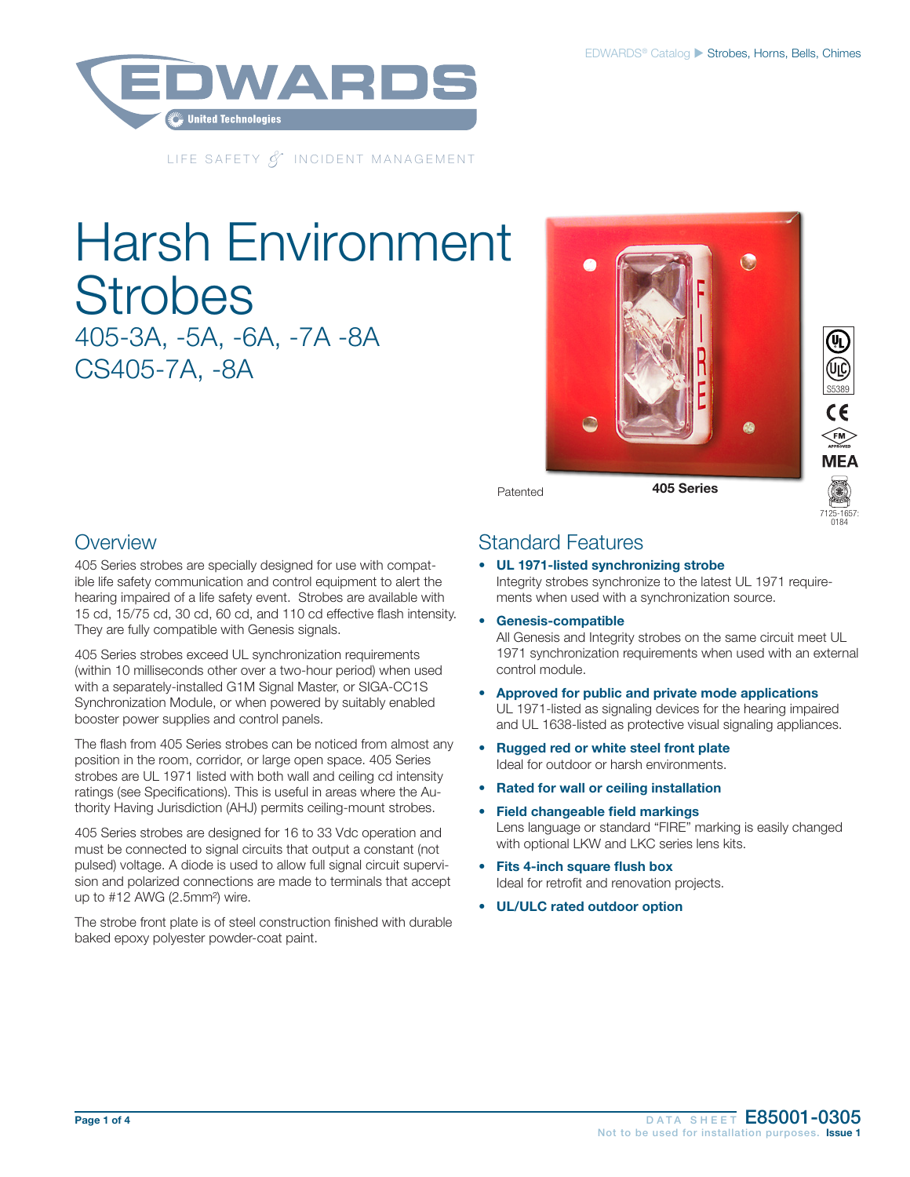# Harsh Environment Strobes

## 405-3A, -5A, -6A, -7A -8A
## CS405-7A, -8A

Patented

**405 Series**

## Overview

405 Series strobes are specially designed for use with compatible life safety communication and control equipment to alert the hearing impaired of a life safety event. Strobes are available with 15 cd, 15/75 cd, 30 cd, 60 cd, and 110 cd effective flash intensity. They are fully compatible with Genesis signals.

405 Series strobes exceed UL synchronization requirements (within 10 milliseconds other over a two-hour period) when used with a separately-installed G1M Signal Master, or SIGA-CC1S Synchronization Module, or when powered by suitably enabled booster power supplies and control panels.

The flash from 405 Series strobes can be noticed from almost any position in the room, corridor, or large open space. 405 Series strobes are UL 1971 listed with both wall and ceiling cd intensity ratings (see Specifications). This is useful in areas where the Authority Having Jurisdiction (AHJ) permits ceiling-mount strobes.

405 Series strobes are designed for 16 to 33 Vdc operation and must be connected to signal circuits that output a constant (not pulsed) voltage. A diode is used to allow full signal circuit supervision and polarized connections are made to terminals that accept up to #12 AWG (2.5mm²) wire.

The strobe front plate is of steel construction finished with durable baked epoxy polyester powder-coat paint.

## Standard Features

- **UL 1971-listed synchronizing strobe**
  Integrity strobes synchronize to the latest UL 1971 requirements when used with a synchronization source.
- **Genesis-compatible**
  All Genesis and Integrity strobes on the same circuit meet UL 1971 synchronization requirements when used with an external control module.
- **Approved for public and private mode applications**
  UL 1971-listed as signaling devices for the hearing impaired and UL 1638-listed as protective visual signaling appliances.
- **Rugged red or white steel front plate**
  Ideal for outdoor or harsh environments.
- **Rated for wall or ceiling installation**
- **Field changeable field markings**
  Lens language or standard "FIRE" marking is easily changed with optional LKW and LKC series lens kits.
- **Fits 4-inch square flush box**
  Ideal for retrofit and renovation projects.
- **UL/ULC rated outdoor option**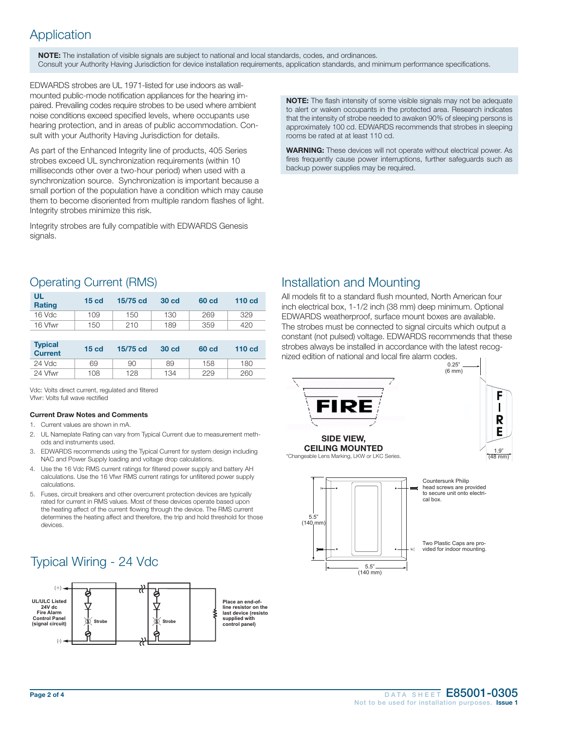# Application

**NOTE:** The installation of visible signals are subject to national and local standards, codes, and ordinances. Consult your Authority Having Jurisdiction for device installation requirements, application standards, and minimum performance specifications.

EDWARDS strobes are UL 1971-listed for use indoors as wall-mounted public-mode notification appliances for the hearing impaired. Prevailing codes require strobes to be used where ambient noise conditions exceed specified levels, where occupants use hearing protection, and in areas of public accommodation. Consult with your Authority Having Jurisdiction for details.

As part of the Enhanced Integrity line of products, 405 Series strobes exceed UL synchronization requirements (within 10 milliseconds other over a two-hour period) when used with a synchronization source. Synchronization is important because a small portion of the population have a condition which may cause them to become disoriented from multiple random flashes of light. Integrity strobes minimize this risk.

Integrity strobes are fully compatible with EDWARDS Genesis signals.

**NOTE:** The flash intensity of some visible signals may not be adequate to alert or waken occupants in the protected area. Research indicates that the intensity of strobe needed to awaken 90% of sleeping persons is approximately 100 cd. EDWARDS recommends that strobes in sleeping rooms be rated at at least 110 cd.

**WARNING:** These devices will not operate without electrical power. As fires frequently cause power interruptions, further safeguards such as backup power supplies may be required.

## Operating Current (RMS)

| UL Rating | 15 cd | 15/75 cd | 30 cd | 60 cd | 110 cd |
|---|---|---|---|---|---|
| 16 Vdc | 109 | 150 | 130 | 269 | 329 |
| 16 Vfwr | 150 | 210 | 189 | 359 | 420 |

| Typical Current | 15 cd | 15/75 cd | 30 cd | 60 cd | 110 cd |
|---|---|---|---|---|---|
| 24 Vdc | 69 | 90 | 89 | 158 | 180 |
| 24 Vfwr | 108 | 128 | 134 | 229 | 260 |

Vdc: Volts direct current, regulated and filtered
Vfwr: Volts full wave rectified

**Current Draw Notes and Comments**

1. Current values are shown in mA.
2. UL Nameplate Rating can vary from Typical Current due to measurement methods and instruments used.
3. EDWARDS recommends using the Typical Current for system design including NAC and Power Supply loading and voltage drop calculations.
4. Use the 16 Vdc RMS current ratings for filtered power supply and battery AH calculations. Use the 16 Vfwr RMS current ratings for unfiltered power supply calculations.
5. Fuses, circuit breakers and other overcurrent protection devices are typically rated for current in RMS values. Most of these devices operate based upon the heating affect of the current flowing through the device. The RMS current determines the heating affect and therefore, the trip and hold threshold for those devices.

## Typical Wiring - 24 Vdc

(+)

UL/ULC Listed 24V dc Fire Alarm Control Panel (signal circuit)

(-)

Strobe

Strobe

Place an end-of-line resistor on the last device (resisto supplied with control panel)

## Installation and Mounting

All models fit to a standard flush mounted, North American four inch electrical box, 1-1/2 inch (38 mm) deep minimum. Optional EDWARDS weatherproof, surface mount boxes are available. The strobes must be connected to signal circuits which output a constant (not pulsed) voltage. EDWARDS recommends that these strobes always be installed in accordance with the latest recognized edition of national and local fire alarm codes.

0.25" (6 mm)

**SIDE VIEW, CEILING MOUNTED**

*Changeable Lens Marking, LKW or LKC Series.

1.9" (48 mm)

5.5" (140 mm)

5.5" (140 mm)

Countersunk Philip head screws are provided to secure unit onto electrical box.

Two Plastic Caps are provided for indoor mounting.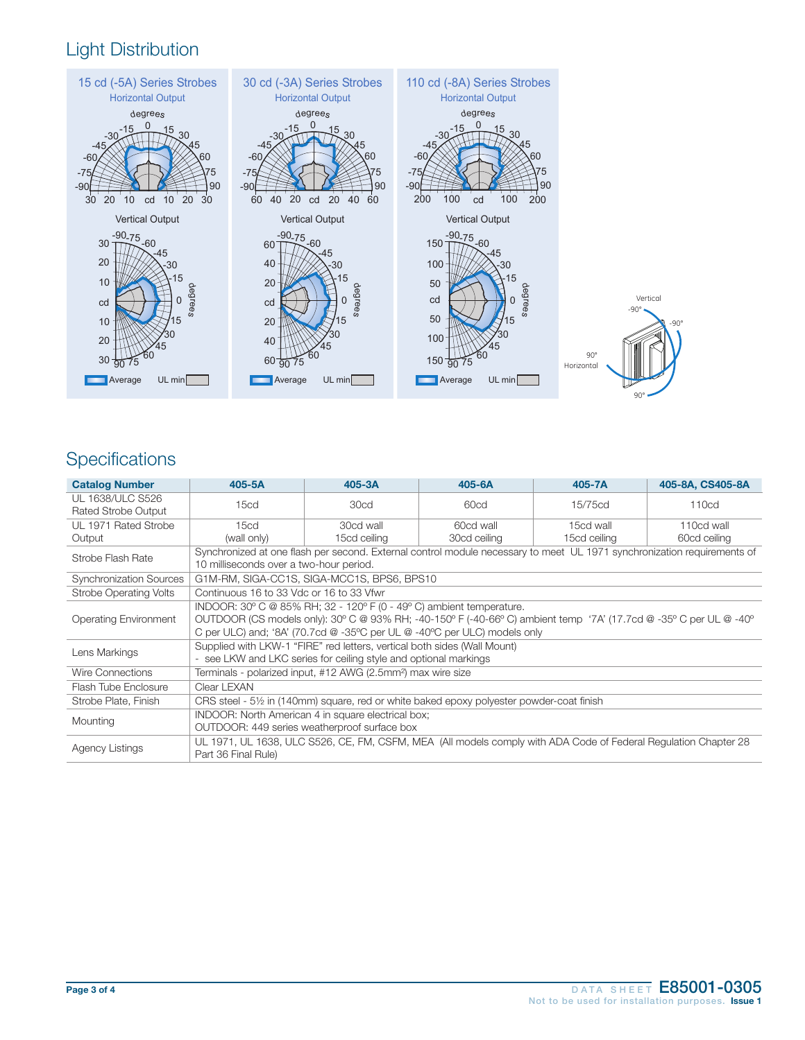## Light Distribution

**15 cd (-5A) Series Strobes**

Horizontal Output

Vertical Output

Average UL min

**30 cd (-3A) Series Strobes**

Horizontal Output

Vertical Output

Average UL min

**110 cd (-8A) Series Strobes**

Horizontal Output

Vertical Output

Average UL min

## Specifications

| Catalog Number | 405-5A | 405-3A | 405-6A | 405-7A | 405-8A, CS405-8A |
|---|---|---|---|---|---|
| UL 1638/ULC S526 Rated Strobe Output | 15cd | 30cd | 60cd | 15/75cd | 110cd |
| UL 1971 Rated Strobe Output | 15cd (wall only) | 30cd wall 15cd ceiling | 60cd wall 30cd ceiling | 15cd wall 15cd ceiling | 110cd wall 60cd ceiling |
| Strobe Flash Rate | Synchronized at one flash per second. External control module necessary to meet UL 1971 synchronization requirements of 10 milliseconds over a two-hour period. | | | | |
| Synchronization Sources | G1M-RM, SIGA-CC1S, SIGA-MCC1S, BPS6, BPS10 | | | | |
| Strobe Operating Volts | Continuous 16 to 33 Vdc or 16 to 33 Vfwr | | | | |
| Operating Environment | INDOOR: 30º C @ 85% RH; 32 - 120º F (0 - 49º C) ambient temperature. OUTDOOR (CS models only): 30º C @ 93% RH; -40-150º F (-40-66º C) ambient temp '7A' (17.7cd @ -35º C per UL @ -40º C per ULC) and; '8A' (70.7cd @ -35ºC per UL @ -40ºC per ULC) models only | | | | |
| Lens Markings | Supplied with LKW-1 "FIRE" red letters, vertical both sides (Wall Mount) - see LKW and LKC series for ceiling style and optional markings | | | | |
| Wire Connections | Terminals - polarized input, #12 AWG (2.5mm²) max wire size | | | | |
| Flash Tube Enclosure | Clear LEXAN | | | | |
| Strobe Plate, Finish | CRS steel - 5½ in (140mm) square, red or white baked epoxy polyester powder-coat finish | | | | |
| Mounting | INDOOR: North American 4 in square electrical box; OUTDOOR: 449 series weatherproof surface box | | | | |
| Agency Listings | UL 1971, UL 1638, ULC S526, CE, FM, CSFM, MEA (All models comply with ADA Code of Federal Regulation Chapter 28 Part 36 Final Rule) | | | | |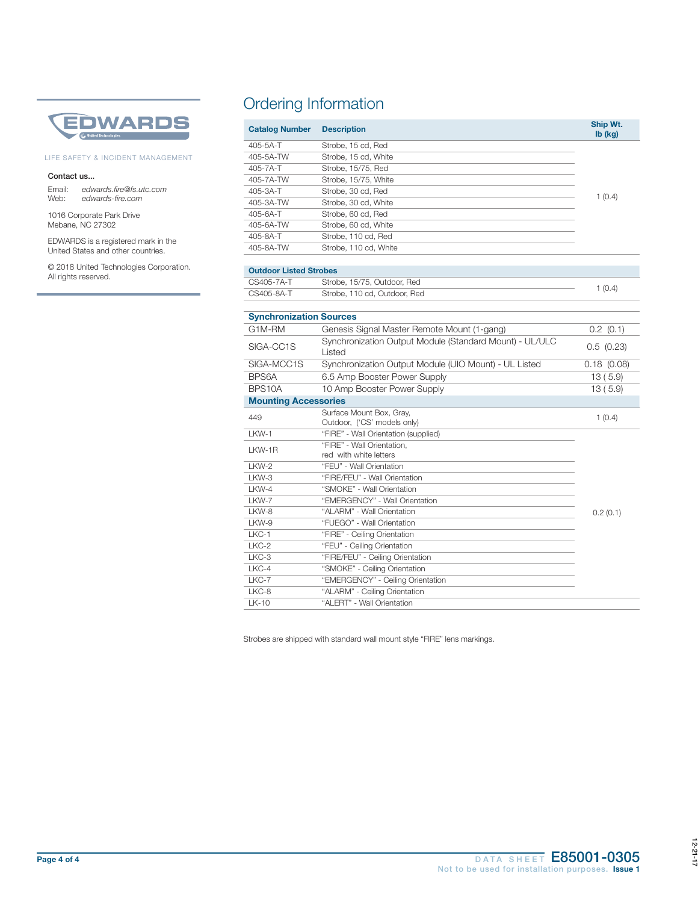EDWARDS

LIFE SAFETY & INCIDENT MANAGEMENT

**Contact us...**

Email: *edwards.fire@fs.utc.com*
Web: *edwards-fire.com*

1016 Corporate Park Drive
Mebane, NC 27302

EDWARDS is a registered mark in the United States and other countries.

© 2018 United Technologies Corporation. All rights reserved.

## Ordering Information

| Catalog Number | Description | Ship Wt. lb (kg) |
|---|---|---|
| 405-5A-T | Strobe, 15 cd, Red | 1 (0.4) |
| 405-5A-TW | Strobe, 15 cd, White | |
| 405-7A-T | Strobe, 15/75, Red | |
| 405-7A-TW | Strobe, 15/75, White | |
| 405-3A-T | Strobe, 30 cd, Red | |
| 405-3A-TW | Strobe, 30 cd, White | |
| 405-6A-T | Strobe, 60 cd, Red | |
| 405-6A-TW | Strobe, 60 cd, White | |
| 405-8A-T | Strobe, 110 cd, Red | |
| 405-8A-TW | Strobe, 110 cd, White | |
| **Outdoor Listed Strobes** | | |
| CS405-7A-T | Strobe, 15/75, Outdoor, Red | 1 (0.4) |
| CS405-8A-T | Strobe, 110 cd, Outdoor, Red | |
| **Synchronization Sources** | | |
| G1M-RM | Genesis Signal Master Remote Mount (1-gang) | 0.2 (0.1) |
| SIGA-CC1S | Synchronization Output Module (Standard Mount) - UL/ULC Listed | 0.5 (0.23) |
| SIGA-MCC1S | Synchronization Output Module (UIO Mount) - UL Listed | 0.18 (0.08) |
| BPS6A | 6.5 Amp Booster Power Supply | 13 ( 5.9) |
| BPS10A | 10 Amp Booster Power Supply | 13 ( 5.9) |
| **Mounting Accessories** | | |
| 449 | Surface Mount Box, Gray, Outdoor, ('CS' models only) | 1 (0.4) |
| LKW-1 | "FIRE" - Wall Orientation (supplied) | 0.2 (0.1) |
| LKW-1R | "FIRE" - Wall Orientation, red with white letters | |
| LKW-2 | "FEU" - Wall Orientation | |
| LKW-3 | "FIRE/FEU" - Wall Orientation | |
| LKW-4 | "SMOKE" - Wall Orientation | |
| LKW-7 | "EMERGENCY" - Wall Orientation | |
| LKW-8 | "ALARM" - Wall Orientation | |
| LKW-9 | "FUEGO" - Wall Orientation | |
| LKC-1 | "FIRE" - Ceiling Orientation | |
| LKC-2 | "FEU" - Ceiling Orientation | |
| LKC-3 | "FIRE/FEU" - Ceiling Orientation | |
| LKC-4 | "SMOKE" - Ceiling Orientation | |
| LKC-7 | "EMERGENCY" - Ceiling Orientation | |
| LKC-8 | "ALARM" - Ceiling Orientation | |
| LK-10 | "ALERT" - Wall Orientation | |

Strobes are shipped with standard wall mount style "FIRE" lens markings.

DATA SHEET E85001-0305
Not to be used for installation purposes. Issue 1

12-21-17